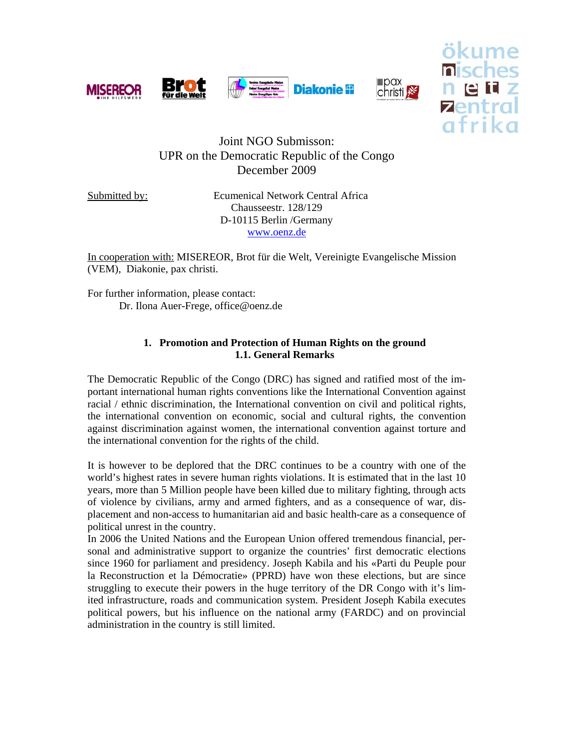# Joint NGO Submisson:
## UPR on the Democratic Republic of the Congo
### December 2009

Submitted by: Ecumenical Network Central Africa
Chausseestr. 128/129
D-10115 Berlin /Germany
www.oenz.de

In cooperation with: MISEREOR, Brot für die Welt, Vereinigte Evangelische Mission (VEM), Diakonie, pax christi.

For further information, please contact:
Dr. Ilona Auer-Frege, office@oenz.de

## 1. Promotion and Protection of Human Rights on the ground

### 1.1. General Remarks

The Democratic Republic of the Congo (DRC) has signed and ratified most of the important international human rights conventions like the International Convention against racial / ethnic discrimination, the International convention on civil and political rights, the international convention on economic, social and cultural rights, the convention against discrimination against women, the international convention against torture and the international convention for the rights of the child.

It is however to be deplored that the DRC continues to be a country with one of the world's highest rates in severe human rights violations. It is estimated that in the last 10 years, more than 5 Million people have been killed due to military fighting, through acts of violence by civilians, army and armed fighters, and as a consequence of war, displacement and non-access to humanitarian aid and basic health-care as a consequence of political unrest in the country.
In 2006 the United Nations and the European Union offered tremendous financial, personal and administrative support to organize the countries' first democratic elections since 1960 for parliament and presidency. Joseph Kabila and his «Parti du Peuple pour la Reconstruction et la Démocratie» (PPRD) have won these elections, but are since struggling to execute their powers in the huge territory of the DR Congo with it's limited infrastructure, roads and communication system. President Joseph Kabila executes political powers, but his influence on the national army (FARDC) and on provincial administration in the country is still limited.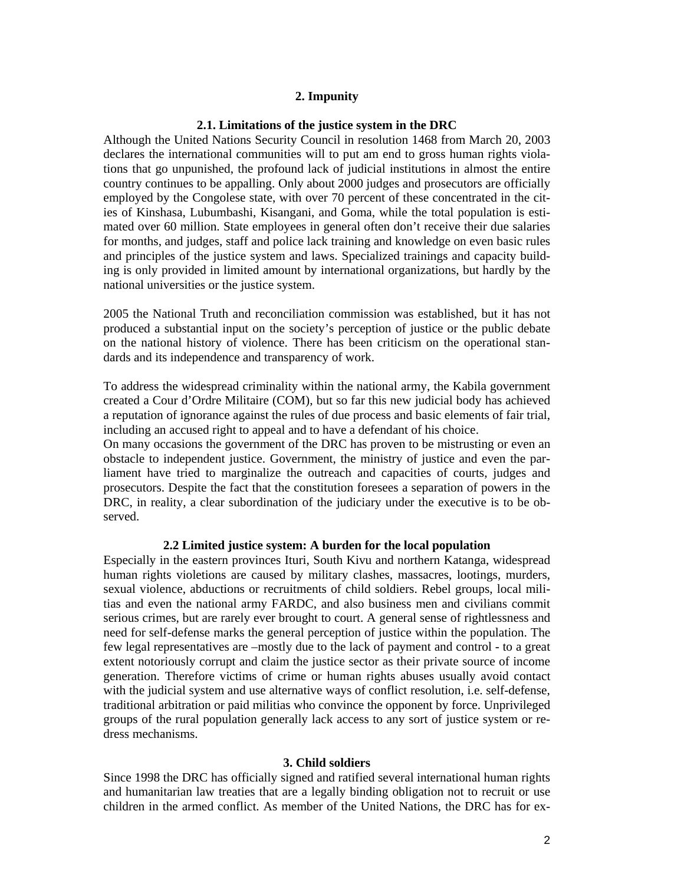## 2. Impunity

### 2.1. Limitations of the justice system in the DRC

Although the United Nations Security Council in resolution 1468 from March 20, 2003 declares the international communities will to put am end to gross human rights violations that go unpunished, the profound lack of judicial institutions in almost the entire country continues to be appalling. Only about 2000 judges and prosecutors are officially employed by the Congolese state, with over 70 percent of these concentrated in the cities of Kinshasa, Lubumbashi, Kisangani, and Goma, while the total population is estimated over 60 million. State employees in general often don't receive their due salaries for months, and judges, staff and police lack training and knowledge on even basic rules and principles of the justice system and laws. Specialized trainings and capacity building is only provided in limited amount by international organizations, but hardly by the national universities or the justice system.

2005 the National Truth and reconciliation commission was established, but it has not produced a substantial input on the society's perception of justice or the public debate on the national history of violence. There has been criticism on the operational standards and its independence and transparency of work.

To address the widespread criminality within the national army, the Kabila government created a Cour d'Ordre Militaire (COM), but so far this new judicial body has achieved a reputation of ignorance against the rules of due process and basic elements of fair trial, including an accused right to appeal and to have a defendant of his choice.
On many occasions the government of the DRC has proven to be mistrusting or even an obstacle to independent justice. Government, the ministry of justice and even the parliament have tried to marginalize the outreach and capacities of courts, judges and prosecutors. Despite the fact that the constitution foresees a separation of powers in the DRC, in reality, a clear subordination of the judiciary under the executive is to be observed.

### 2.2 Limited justice system: A burden for the local population

Especially in the eastern provinces Ituri, South Kivu and northern Katanga, widespread human rights violetions are caused by military clashes, massacres, lootings, murders, sexual violence, abductions or recruitments of child soldiers. Rebel groups, local militias and even the national army FARDC, and also business men and civilians commit serious crimes, but are rarely ever brought to court. A general sense of rightlessness and need for self-defense marks the general perception of justice within the population. The few legal representatives are –mostly due to the lack of payment and control - to a great extent notoriously corrupt and claim the justice sector as their private source of income generation. Therefore victims of crime or human rights abuses usually avoid contact with the judicial system and use alternative ways of conflict resolution, i.e. self-defense, traditional arbitration or paid militias who convince the opponent by force. Unprivileged groups of the rural population generally lack access to any sort of justice system or redress mechanisms.

## 3. Child soldiers

Since 1998 the DRC has officially signed and ratified several international human rights and humanitarian law treaties that are a legally binding obligation not to recruit or use children in the armed conflict. As member of the United Nations, the DRC has for ex-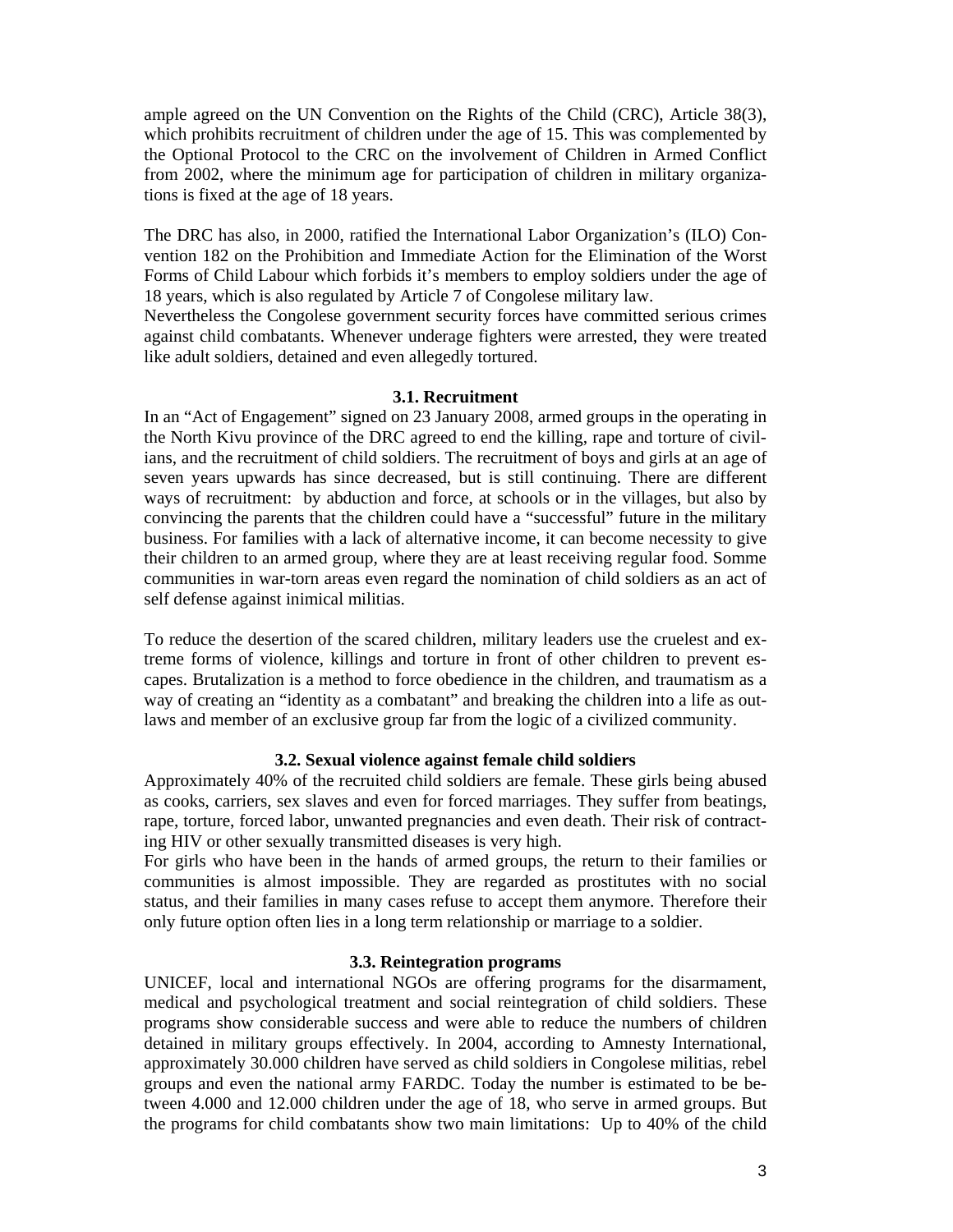ample agreed on the UN Convention on the Rights of the Child (CRC), Article 38(3), which prohibits recruitment of children under the age of 15. This was complemented by the Optional Protocol to the CRC on the involvement of Children in Armed Conflict from 2002, where the minimum age for participation of children in military organizations is fixed at the age of 18 years.

The DRC has also, in 2000, ratified the International Labor Organization's (ILO) Convention 182 on the Prohibition and Immediate Action for the Elimination of the Worst Forms of Child Labour which forbids it's members to employ soldiers under the age of 18 years, which is also regulated by Article 7 of Congolese military law.
Nevertheless the Congolese government security forces have committed serious crimes against child combatants. Whenever underage fighters were arrested, they were treated like adult soldiers, detained and even allegedly tortured.

### 3.1. Recruitment

In an "Act of Engagement" signed on 23 January 2008, armed groups in the operating in the North Kivu province of the DRC agreed to end the killing, rape and torture of civilians, and the recruitment of child soldiers. The recruitment of boys and girls at an age of seven years upwards has since decreased, but is still continuing. There are different ways of recruitment: by abduction and force, at schools or in the villages, but also by convincing the parents that the children could have a "successful" future in the military business. For families with a lack of alternative income, it can become necessity to give their children to an armed group, where they are at least receiving regular food. Somme communities in war-torn areas even regard the nomination of child soldiers as an act of self defense against inimical militias.

To reduce the desertion of the scared children, military leaders use the cruelest and extreme forms of violence, killings and torture in front of other children to prevent escapes. Brutalization is a method to force obedience in the children, and traumatism as a way of creating an "identity as a combatant" and breaking the children into a life as outlaws and member of an exclusive group far from the logic of a civilized community.

### 3.2. Sexual violence against female child soldiers

Approximately 40% of the recruited child soldiers are female. These girls being abused as cooks, carriers, sex slaves and even for forced marriages. They suffer from beatings, rape, torture, forced labor, unwanted pregnancies and even death. Their risk of contracting HIV or other sexually transmitted diseases is very high.
For girls who have been in the hands of armed groups, the return to their families or communities is almost impossible. They are regarded as prostitutes with no social status, and their families in many cases refuse to accept them anymore. Therefore their only future option often lies in a long term relationship or marriage to a soldier.

### 3.3. Reintegration programs

UNICEF, local and international NGOs are offering programs for the disarmament, medical and psychological treatment and social reintegration of child soldiers. These programs show considerable success and were able to reduce the numbers of children detained in military groups effectively. In 2004, according to Amnesty International, approximately 30.000 children have served as child soldiers in Congolese militias, rebel groups and even the national army FARDC. Today the number is estimated to be between 4.000 and 12.000 children under the age of 18, who serve in armed groups. But the programs for child combatants show two main limitations: Up to 40% of the child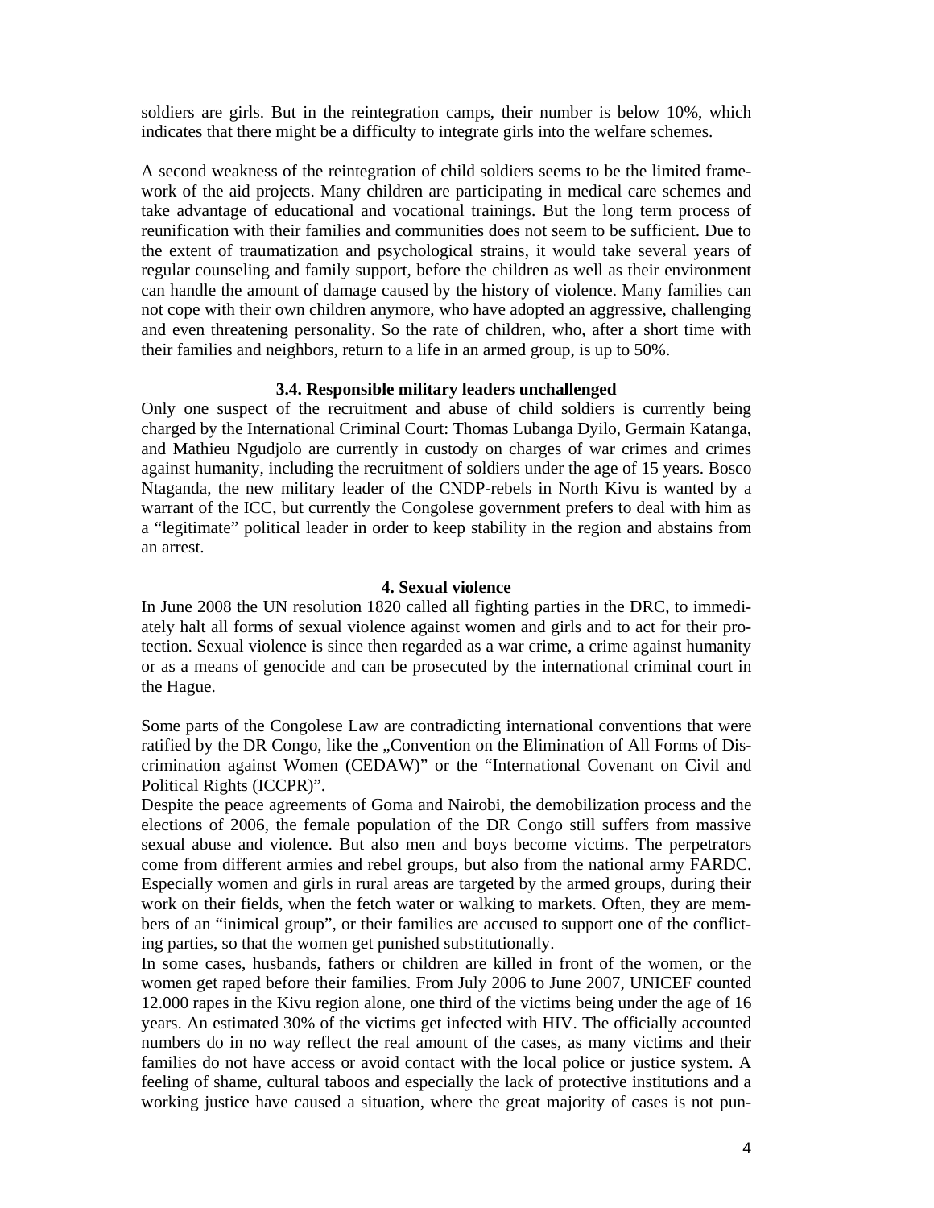soldiers are girls. But in the reintegration camps, their number is below 10%, which indicates that there might be a difficulty to integrate girls into the welfare schemes.

A second weakness of the reintegration of child soldiers seems to be the limited framework of the aid projects. Many children are participating in medical care schemes and take advantage of educational and vocational trainings. But the long term process of reunification with their families and communities does not seem to be sufficient. Due to the extent of traumatization and psychological strains, it would take several years of regular counseling and family support, before the children as well as their environment can handle the amount of damage caused by the history of violence. Many families can not cope with their own children anymore, who have adopted an aggressive, challenging and even threatening personality. So the rate of children, who, after a short time with their families and neighbors, return to a life in an armed group, is up to 50%.

### 3.4. Responsible military leaders unchallenged

Only one suspect of the recruitment and abuse of child soldiers is currently being charged by the International Criminal Court: Thomas Lubanga Dyilo, Germain Katanga, and Mathieu Ngudjolo are currently in custody on charges of war crimes and crimes against humanity, including the recruitment of soldiers under the age of 15 years. Bosco Ntaganda, the new military leader of the CNDP-rebels in North Kivu is wanted by a warrant of the ICC, but currently the Congolese government prefers to deal with him as a "legitimate" political leader in order to keep stability in the region and abstains from an arrest.

## 4. Sexual violence

In June 2008 the UN resolution 1820 called all fighting parties in the DRC, to immediately halt all forms of sexual violence against women and girls and to act for their protection. Sexual violence is since then regarded as a war crime, a crime against humanity or as a means of genocide and can be prosecuted by the international criminal court in the Hague.

Some parts of the Congolese Law are contradicting international conventions that were ratified by the DR Congo, like the „Convention on the Elimination of All Forms of Discrimination against Women (CEDAW)" or the "International Covenant on Civil and Political Rights (ICCPR)".

Despite the peace agreements of Goma and Nairobi, the demobilization process and the elections of 2006, the female population of the DR Congo still suffers from massive sexual abuse and violence. But also men and boys become victims. The perpetrators come from different armies and rebel groups, but also from the national army FARDC. Especially women and girls in rural areas are targeted by the armed groups, during their work on their fields, when the fetch water or walking to markets. Often, they are members of an "inimical group", or their families are accused to support one of the conflicting parties, so that the women get punished substitutionally.

In some cases, husbands, fathers or children are killed in front of the women, or the women get raped before their families. From July 2006 to June 2007, UNICEF counted 12.000 rapes in the Kivu region alone, one third of the victims being under the age of 16 years. An estimated 30% of the victims get infected with HIV. The officially accounted numbers do in no way reflect the real amount of the cases, as many victims and their families do not have access or avoid contact with the local police or justice system. A feeling of shame, cultural taboos and especially the lack of protective institutions and a working justice have caused a situation, where the great majority of cases is not pun-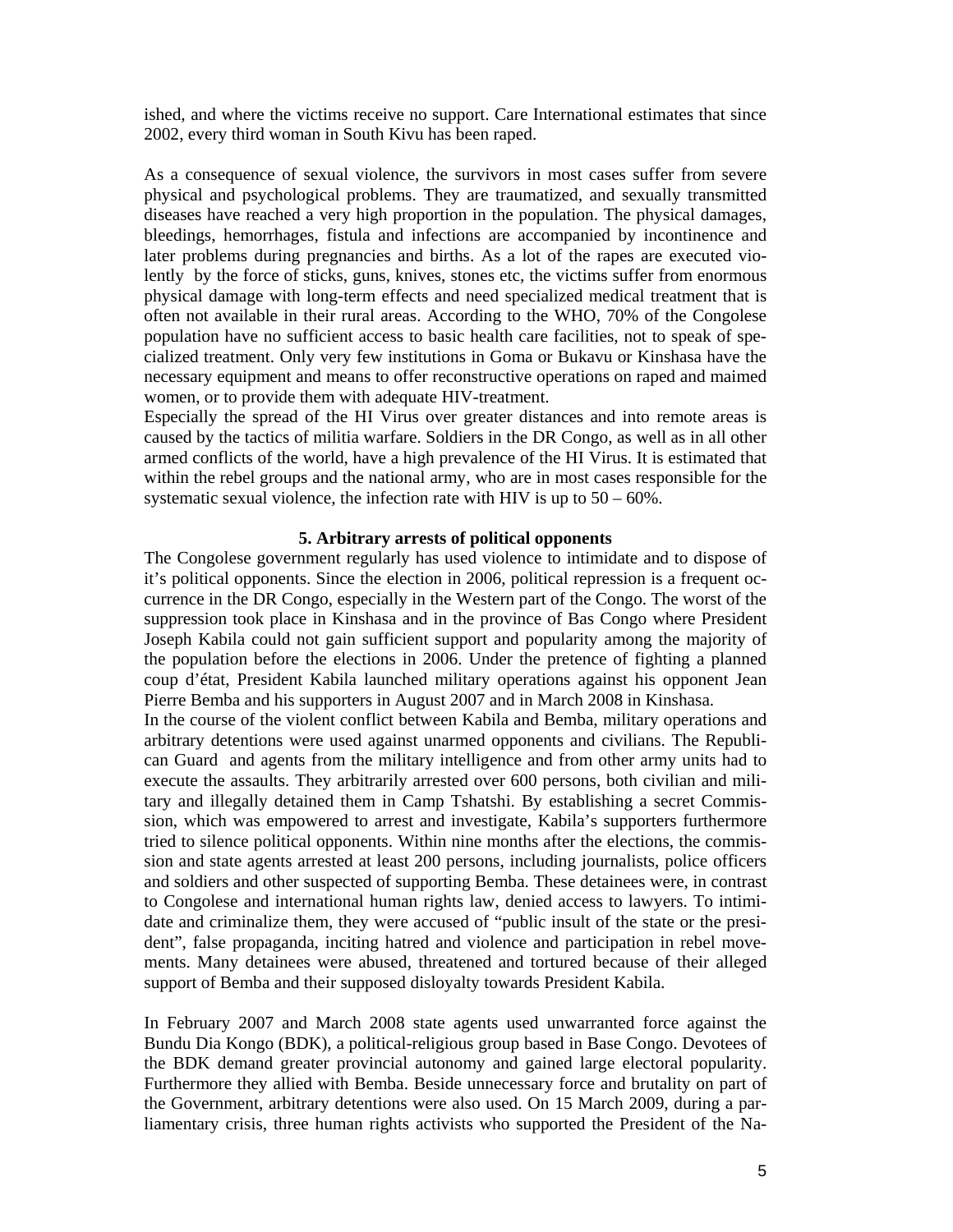ished, and where the victims receive no support. Care International estimates that since 2002, every third woman in South Kivu has been raped.

As a consequence of sexual violence, the survivors in most cases suffer from severe physical and psychological problems. They are traumatized, and sexually transmitted diseases have reached a very high proportion in the population. The physical damages, bleedings, hemorrhages, fistula and infections are accompanied by incontinence and later problems during pregnancies and births. As a lot of the rapes are executed violently by the force of sticks, guns, knives, stones etc, the victims suffer from enormous physical damage with long-term effects and need specialized medical treatment that is often not available in their rural areas. According to the WHO, 70% of the Congolese population have no sufficient access to basic health care facilities, not to speak of specialized treatment. Only very few institutions in Goma or Bukavu or Kinshasa have the necessary equipment and means to offer reconstructive operations on raped and maimed women, or to provide them with adequate HIV-treatment.
Especially the spread of the HI Virus over greater distances and into remote areas is caused by the tactics of militia warfare. Soldiers in the DR Congo, as well as in all other armed conflicts of the world, have a high prevalence of the HI Virus. It is estimated that within the rebel groups and the national army, who are in most cases responsible for the systematic sexual violence, the infection rate with HIV is up to 50 – 60%.

## 5. Arbitrary arrests of political opponents

The Congolese government regularly has used violence to intimidate and to dispose of it's political opponents. Since the election in 2006, political repression is a frequent occurrence in the DR Congo, especially in the Western part of the Congo. The worst of the suppression took place in Kinshasa and in the province of Bas Congo where President Joseph Kabila could not gain sufficient support and popularity among the majority of the population before the elections in 2006. Under the pretence of fighting a planned coup d'état, President Kabila launched military operations against his opponent Jean Pierre Bemba and his supporters in August 2007 and in March 2008 in Kinshasa.
In the course of the violent conflict between Kabila and Bemba, military operations and arbitrary detentions were used against unarmed opponents and civilians. The Republican Guard and agents from the military intelligence and from other army units had to execute the assaults. They arbitrarily arrested over 600 persons, both civilian and military and illegally detained them in Camp Tshatshi. By establishing a secret Commission, which was empowered to arrest and investigate, Kabila's supporters furthermore tried to silence political opponents. Within nine months after the elections, the commission and state agents arrested at least 200 persons, including journalists, police officers and soldiers and other suspected of supporting Bemba. These detainees were, in contrast to Congolese and international human rights law, denied access to lawyers. To intimidate and criminalize them, they were accused of "public insult of the state or the president", false propaganda, inciting hatred and violence and participation in rebel movements. Many detainees were abused, threatened and tortured because of their alleged support of Bemba and their supposed disloyalty towards President Kabila.

In February 2007 and March 2008 state agents used unwarranted force against the Bundu Dia Kongo (BDK), a political-religious group based in Base Congo. Devotees of the BDK demand greater provincial autonomy and gained large electoral popularity. Furthermore they allied with Bemba. Beside unnecessary force and brutality on part of the Government, arbitrary detentions were also used. On 15 March 2009, during a parliamentary crisis, three human rights activists who supported the President of the Na-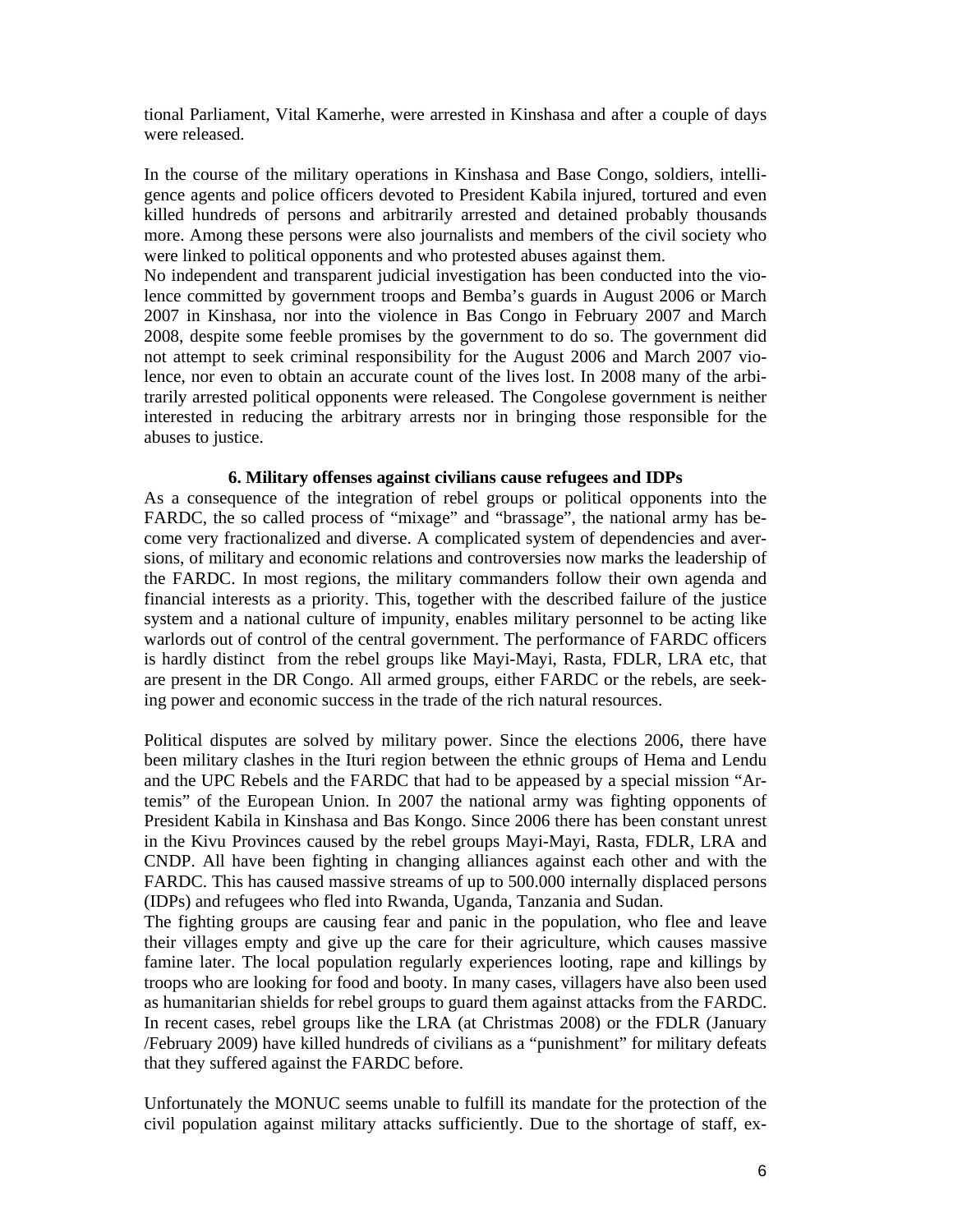tional Parliament, Vital Kamerhe, were arrested in Kinshasa and after a couple of days were released.

In the course of the military operations in Kinshasa and Base Congo, soldiers, intelligence agents and police officers devoted to President Kabila injured, tortured and even killed hundreds of persons and arbitrarily arrested and detained probably thousands more. Among these persons were also journalists and members of the civil society who were linked to political opponents and who protested abuses against them.

No independent and transparent judicial investigation has been conducted into the violence committed by government troops and Bemba's guards in August 2006 or March 2007 in Kinshasa, nor into the violence in Bas Congo in February 2007 and March 2008, despite some feeble promises by the government to do so. The government did not attempt to seek criminal responsibility for the August 2006 and March 2007 violence, nor even to obtain an accurate count of the lives lost. In 2008 many of the arbitrarily arrested political opponents were released. The Congolese government is neither interested in reducing the arbitrary arrests nor in bringing those responsible for the abuses to justice.

### 6. Military offenses against civilians cause refugees and IDPs

As a consequence of the integration of rebel groups or political opponents into the FARDC, the so called process of "mixage" and "brassage", the national army has become very fractionalized and diverse. A complicated system of dependencies and aversions, of military and economic relations and controversies now marks the leadership of the FARDC. In most regions, the military commanders follow their own agenda and financial interests as a priority. This, together with the described failure of the justice system and a national culture of impunity, enables military personnel to be acting like warlords out of control of the central government. The performance of FARDC officers is hardly distinct from the rebel groups like Mayi-Mayi, Rasta, FDLR, LRA etc, that are present in the DR Congo. All armed groups, either FARDC or the rebels, are seeking power and economic success in the trade of the rich natural resources.

Political disputes are solved by military power. Since the elections 2006, there have been military clashes in the Ituri region between the ethnic groups of Hema and Lendu and the UPC Rebels and the FARDC that had to be appeased by a special mission "Artemis" of the European Union. In 2007 the national army was fighting opponents of President Kabila in Kinshasa and Bas Kongo. Since 2006 there has been constant unrest in the Kivu Provinces caused by the rebel groups Mayi-Mayi, Rasta, FDLR, LRA and CNDP. All have been fighting in changing alliances against each other and with the FARDC. This has caused massive streams of up to 500.000 internally displaced persons (IDPs) and refugees who fled into Rwanda, Uganda, Tanzania and Sudan.

The fighting groups are causing fear and panic in the population, who flee and leave their villages empty and give up the care for their agriculture, which causes massive famine later. The local population regularly experiences looting, rape and killings by troops who are looking for food and booty. In many cases, villagers have also been used as humanitarian shields for rebel groups to guard them against attacks from the FARDC. In recent cases, rebel groups like the LRA (at Christmas 2008) or the FDLR (January /February 2009) have killed hundreds of civilians as a "punishment" for military defeats that they suffered against the FARDC before.

Unfortunately the MONUC seems unable to fulfill its mandate for the protection of the civil population against military attacks sufficiently. Due to the shortage of staff, ex-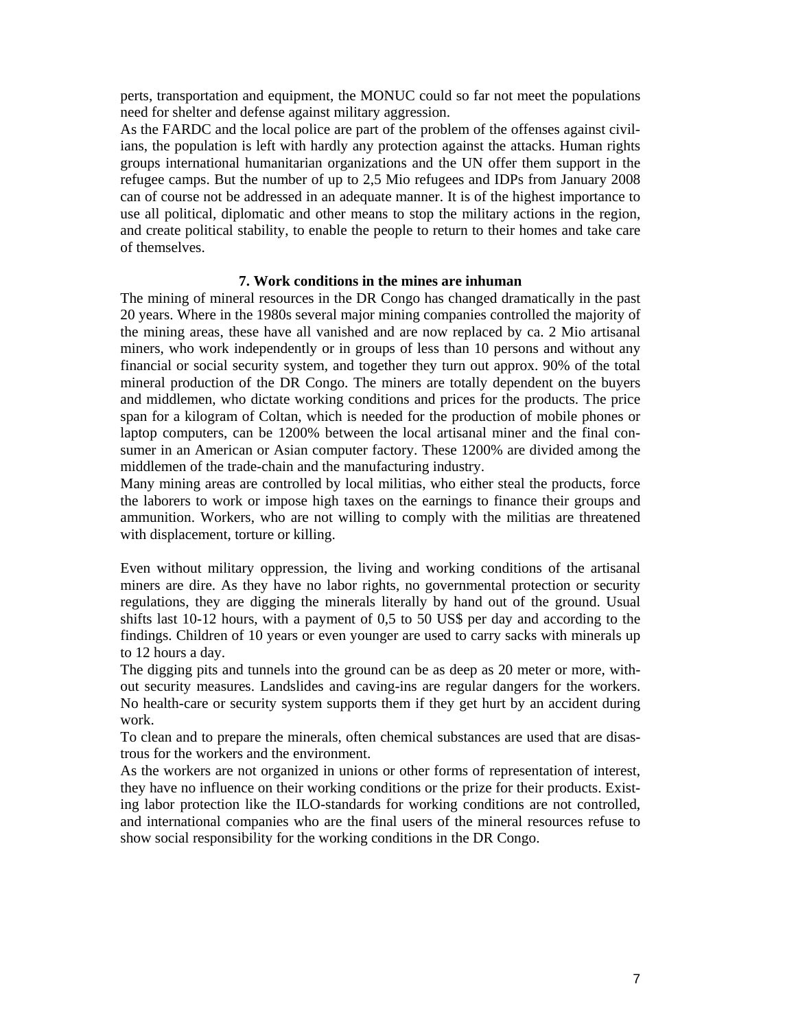perts, transportation and equipment, the MONUC could so far not meet the populations need for shelter and defense against military aggression.

As the FARDC and the local police are part of the problem of the offenses against civilians, the population is left with hardly any protection against the attacks. Human rights groups international humanitarian organizations and the UN offer them support in the refugee camps. But the number of up to 2,5 Mio refugees and IDPs from January 2008 can of course not be addressed in an adequate manner. It is of the highest importance to use all political, diplomatic and other means to stop the military actions in the region, and create political stability, to enable the people to return to their homes and take care of themselves.

## 7. Work conditions in the mines are inhuman

The mining of mineral resources in the DR Congo has changed dramatically in the past 20 years. Where in the 1980s several major mining companies controlled the majority of the mining areas, these have all vanished and are now replaced by ca. 2 Mio artisanal miners, who work independently or in groups of less than 10 persons and without any financial or social security system, and together they turn out approx. 90% of the total mineral production of the DR Congo. The miners are totally dependent on the buyers and middlemen, who dictate working conditions and prices for the products. The price span for a kilogram of Coltan, which is needed for the production of mobile phones or laptop computers, can be 1200% between the local artisanal miner and the final consumer in an American or Asian computer factory. These 1200% are divided among the middlemen of the trade-chain and the manufacturing industry.

Many mining areas are controlled by local militias, who either steal the products, force the laborers to work or impose high taxes on the earnings to finance their groups and ammunition. Workers, who are not willing to comply with the militias are threatened with displacement, torture or killing.

Even without military oppression, the living and working conditions of the artisanal miners are dire. As they have no labor rights, no governmental protection or security regulations, they are digging the minerals literally by hand out of the ground. Usual shifts last 10-12 hours, with a payment of 0,5 to 50 US$ per day and according to the findings. Children of 10 years or even younger are used to carry sacks with minerals up to 12 hours a day.

The digging pits and tunnels into the ground can be as deep as 20 meter or more, without security measures. Landslides and caving-ins are regular dangers for the workers. No health-care or security system supports them if they get hurt by an accident during work.

To clean and to prepare the minerals, often chemical substances are used that are disastrous for the workers and the environment.

As the workers are not organized in unions or other forms of representation of interest, they have no influence on their working conditions or the prize for their products. Existing labor protection like the ILO-standards for working conditions are not controlled, and international companies who are the final users of the mineral resources refuse to show social responsibility for the working conditions in the DR Congo.